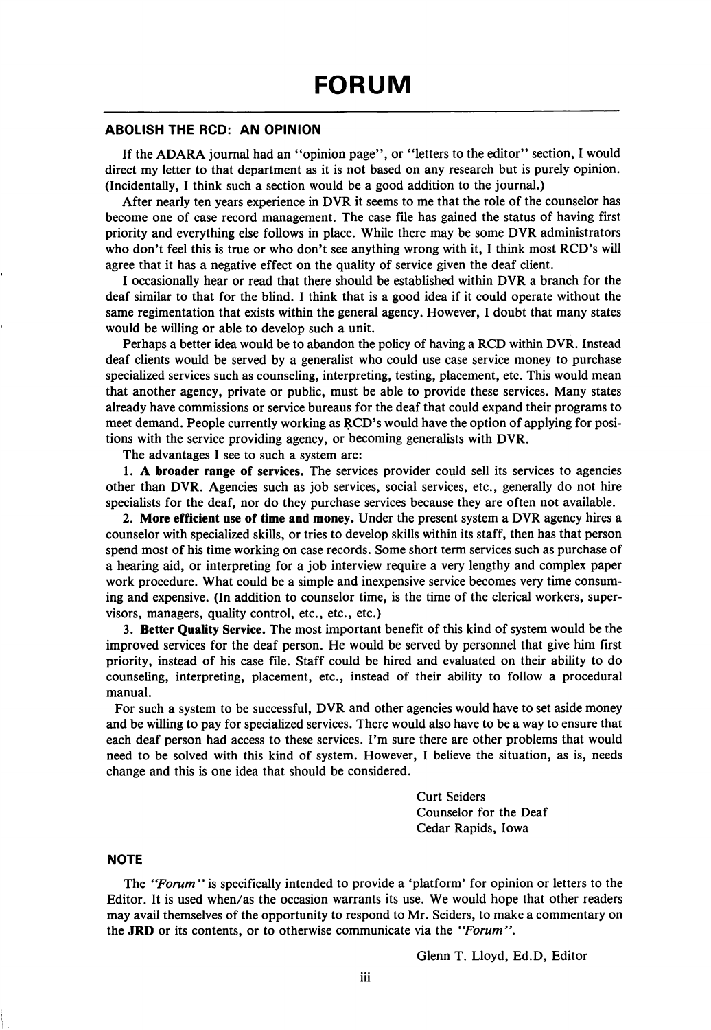# FORUM

## ABOLISH THE RCD: AN OPINION

If the ADARA journal had an "opinion page", or "letters to the editor" section, I would direct my letter to that department as it is not based on any research but is purely opinion. (Incidentally, I think such a section would be a good addition to the journal.)

After nearly ten years experience in DVR it seems to me that the role of the counselor has become one of case record management. The case file has gained the status of having first priority and everything else follows in place. While there may be some DVR administrators who don't feel this is true or who don't see anything wrong with it, I think most RCD's will agree that it has a negative effect on the quality of service given the deaf client.

I occasionally hear or read that there should be established within DVR a branch for the deaf similar to that for the blind. I think that is a good idea if it could operate without the same regimentation that exists within the general agency. However, I doubt that many states would be willing or able to develop such a unit.

Perhaps a better idea would be to abandon the policy of having a RCD within DVR. Instead deaf clients would be served by a generalist who could use case service money to purchase specialized services such as counseling, interpreting, testing, placement, etc. This would mean that another agency, private or public, must be able to provide these services. Many states already have commissions or service bureaus for the deaf that could expand their programs to meet demand. People currently working as RCD's would have the option of applying for positions with the service providing agency, or becoming generalists with DVR.

The advantages I see to such a system are:

1. **A broader range of services.** The services provider could sell its services to agencies other than DVR. Agencies such as job services, social services, etc., generally do not hire specialists for the deaf, nor do they purchase services because they are often not available.
2. **More efficient use of time and money.** Under the present system a DVR agency hires a counselor with specialized skills, or tries to develop skills within its staff, then has that person spend most of his time working on case records. Some short term services such as purchase of a hearing aid, or interpreting for a job interview require a very lengthy and complex paper work procedure. What could be a simple and inexpensive service becomes very time consuming and expensive. (In addition to counselor time, is the time of the clerical workers, supervisors, managers, quality control, etc., etc., etc.)
3. **Better Quality Service.** The most important benefit of this kind of system would be the improved services for the deaf person. He would be served by personnel that give him first priority, instead of his case file. Staff could be hired and evaluated on their ability to do counseling, interpreting, placement, etc., instead of their ability to follow a procedural manual.

For such a system to be successful, DVR and other agencies would have to set aside money and be willing to pay for specialized services. There would also have to be a way to ensure that each deaf person had access to these services. I'm sure there are other problems that would need to be solved with this kind of system. However, I believe the situation, as is, needs change and this is one idea that should be considered.

Curt Seiders
Counselor for the Deaf
Cedar Rapids, Iowa

## NOTE

The *"Forum"* is specifically intended to provide a 'platform' for opinion or letters to the Editor. It is used when/as the occasion warrants its use. We would hope that other readers may avail themselves of the opportunity to respond to Mr. Seiders, to make a commentary on the **JRD** or its contents, or to otherwise communicate via the *"Forum"*.

Glenn T. Lloyd, Ed.D, Editor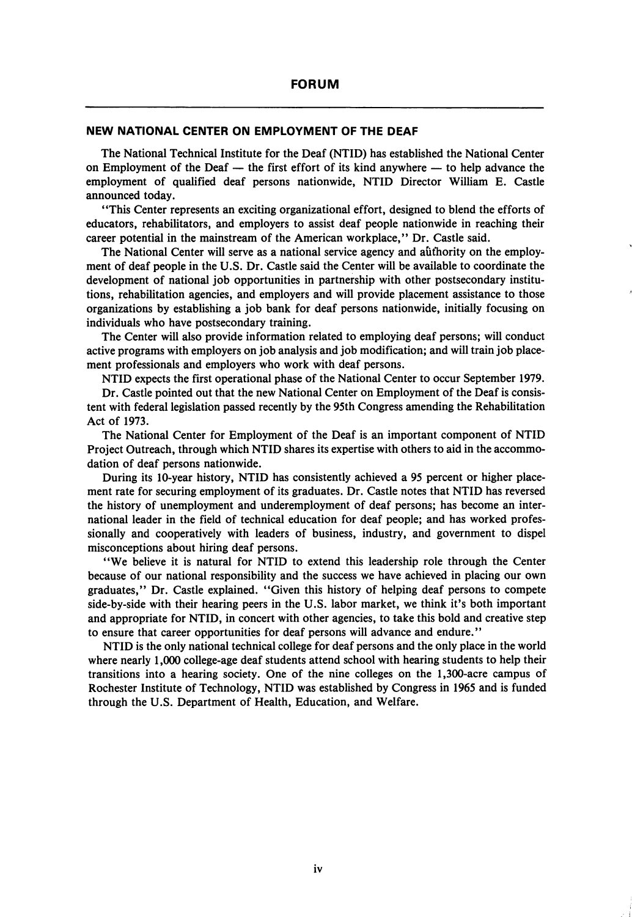# FORUM

## NEW NATIONAL CENTER ON EMPLOYMENT OF THE DEAF

The National Technical Institute for the Deaf (NTID) has established the National Center on Employment of the Deaf — the first effort of its kind anywhere — to help advance the employment of qualified deaf persons nationwide, NTID Director William E. Castle announced today.

"This Center represents an exciting organizational effort, designed to blend the efforts of educators, rehabilitators, and employers to assist deaf people nationwide in reaching their career potential in the mainstream of the American workplace," Dr. Castle said.

The National Center will serve as a national service agency and authority on the employment of deaf people in the U.S. Dr. Castle said the Center will be available to coordinate the development of national job opportunities in partnership with other postsecondary institutions, rehabilitation agencies, and employers and will provide placement assistance to those organizations by establishing a job bank for deaf persons nationwide, initially focusing on individuals who have postsecondary training.

The Center will also provide information related to employing deaf persons; will conduct active programs with employers on job analysis and job modification; and will train job placement professionals and employers who work with deaf persons.

NTID expects the first operational phase of the National Center to occur September 1979.

Dr. Castle pointed out that the new National Center on Employment of the Deaf is consistent with federal legislation passed recently by the 95th Congress amending the Rehabilitation Act of 1973.

The National Center for Employment of the Deaf is an important component of NTID Project Outreach, through which NTID shares its expertise with others to aid in the accommodation of deaf persons nationwide.

During its 10-year history, NTID has consistently achieved a 95 percent or higher placement rate for securing employment of its graduates. Dr. Castle notes that NTID has reversed the history of unemployment and underemployment of deaf persons; has become an international leader in the field of technical education for deaf people; and has worked professionally and cooperatively with leaders of business, industry, and government to dispel misconceptions about hiring deaf persons.

"We believe it is natural for NTID to extend this leadership role through the Center because of our national responsibility and the success we have achieved in placing our own graduates," Dr. Castle explained. "Given this history of helping deaf persons to compete side-by-side with their hearing peers in the U.S. labor market, we think it's both important and appropriate for NTID, in concert with other agencies, to take this bold and creative step to ensure that career opportunities for deaf persons will advance and endure."

NTID is the only national technical college for deaf persons and the only place in the world where nearly 1,000 college-age deaf students attend school with hearing students to help their transitions into a hearing society. One of the nine colleges on the 1,300-acre campus of Rochester Institute of Technology, NTID was established by Congress in 1965 and is funded through the U.S. Department of Health, Education, and Welfare.